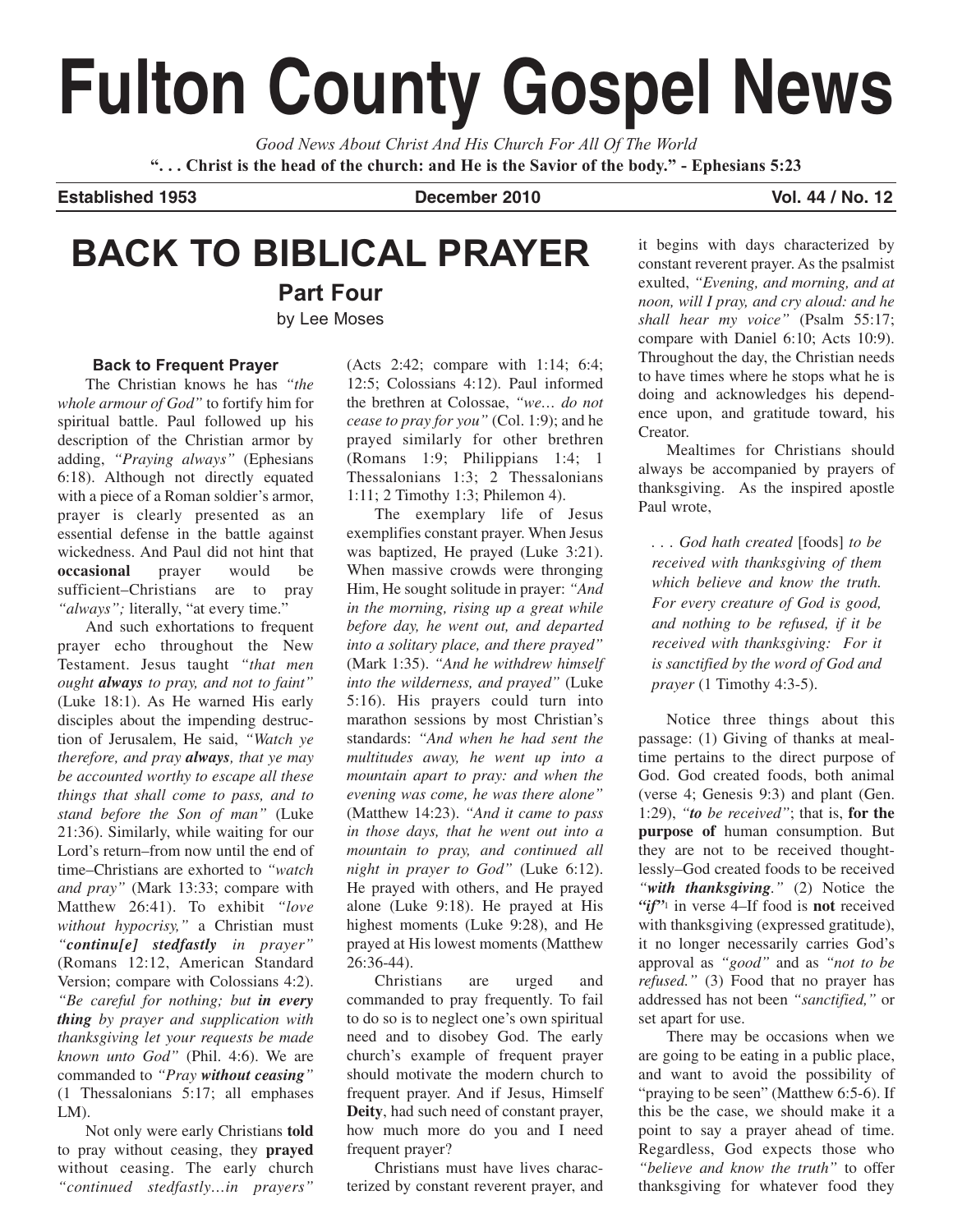# Fulton County Gospel News

*Good News About Christ And His Church For All Of The World*

**". . . Christ is the head of the church: and He is the Savior of the body." - Ephesians 5:23**

**Established 1953** **December 2010** **Vol. 44 / No. 12**

## BACK TO BIBLICAL PRAYER

### Part Four

by Lee Moses

#### Back to Frequent Prayer

The Christian knows he has *"the whole armour of God"* to fortify him for spiritual battle. Paul followed up his description of the Christian armor by adding, *"Praying always"* (Ephesians 6:18). Although not directly equated with a piece of a Roman soldier's armor, prayer is clearly presented as an essential defense in the battle against wickedness. And Paul did not hint that **occasional** prayer would be sufficient–Christians are to pray *"always";* literally, "at every time."

And such exhortations to frequent prayer echo throughout the New Testament. Jesus taught *"that men ought **always** to pray, and not to faint"* (Luke 18:1). As He warned His early disciples about the impending destruction of Jerusalem, He said, *"Watch ye therefore, and pray **always**, that ye may be accounted worthy to escape all these things that shall come to pass, and to stand before the Son of man"* (Luke 21:36). Similarly, while waiting for our Lord's return–from now until the end of time–Christians are exhorted to *"watch and pray"* (Mark 13:33; compare with Matthew 26:41). To exhibit *"love without hypocrisy,"* a Christian must *"**continu[e] stedfastly** in prayer"* (Romans 12:12, American Standard Version; compare with Colossians 4:2). *"Be careful for nothing; but **in every thing** by prayer and supplication with thanksgiving let your requests be made known unto God"* (Phil. 4:6). We are commanded to *"Pray **without ceasing**"* (1 Thessalonians 5:17; all emphases LM).

Not only were early Christians **told** to pray without ceasing, they **prayed** without ceasing. The early church *"continued stedfastly…in prayers"* (Acts 2:42; compare with 1:14; 6:4; 12:5; Colossians 4:12). Paul informed the brethren at Colossae, *"we… do not cease to pray for you"* (Col. 1:9); and he prayed similarly for other brethren (Romans 1:9; Philippians 1:4; 1 Thessalonians 1:3; 2 Thessalonians 1:11; 2 Timothy 1:3; Philemon 4).

The exemplary life of Jesus exemplifies constant prayer. When Jesus was baptized, He prayed (Luke 3:21). When massive crowds were thronging Him, He sought solitude in prayer: *"And in the morning, rising up a great while before day, he went out, and departed into a solitary place, and there prayed"* (Mark 1:35). *"And he withdrew himself into the wilderness, and prayed"* (Luke 5:16). His prayers could turn into marathon sessions by most Christian's standards: *"And when he had sent the multitudes away, he went up into a mountain apart to pray: and when the evening was come, he was there alone"* (Matthew 14:23). *"And it came to pass in those days, that he went out into a mountain to pray, and continued all night in prayer to God"* (Luke 6:12). He prayed with others, and He prayed alone (Luke 9:18). He prayed at His highest moments (Luke 9:28), and He prayed at His lowest moments (Matthew 26:36-44).

Christians are urged and commanded to pray frequently. To fail to do so is to neglect one's own spiritual need and to disobey God. The early church's example of frequent prayer should motivate the modern church to frequent prayer. And if Jesus, Himself **Deity**, had such need of constant prayer, how much more do you and I need frequent prayer?

Christians must have lives characterized by constant reverent prayer, and it begins with days characterized by constant reverent prayer. As the psalmist exulted, *"Evening, and morning, and at noon, will I pray, and cry aloud: and he shall hear my voice"* (Psalm 55:17; compare with Daniel 6:10; Acts 10:9). Throughout the day, the Christian needs to have times where he stops what he is doing and acknowledges his dependence upon, and gratitude toward, his Creator.

Mealtimes for Christians should always be accompanied by prayers of thanksgiving. As the inspired apostle Paul wrote,

> . . . *God hath created* [foods] *to be received with thanksgiving of them which believe and know the truth. For every creature of God is good, and nothing to be refused, if it be received with thanksgiving: For it is sanctified by the word of God and prayer* (1 Timothy 4:3-5).

Notice three things about this passage: (1) Giving of thanks at mealtime pertains to the direct purpose of God. God created foods, both animal (verse 4; Genesis 9:3) and plant (Gen. 1:29), *"**to** be received"*; that is, **for the purpose of** human consumption. But they are not to be received thoughtlessly–God created foods to be received *"**with thanksgiving**."* (2) Notice the **"*if*"**[1] in verse 4–If food is **not** received with thanksgiving (expressed gratitude), it no longer necessarily carries God's approval as *"good"* and as *"not to be refused."* (3) Food that no prayer has addressed has not been *"sanctified,"* or set apart for use.

There may be occasions when we are going to be eating in a public place, and want to avoid the possibility of "praying to be seen" (Matthew 6:5-6). If this be the case, we should make it a point to say a prayer ahead of time. Regardless, God expects those who *"believe and know the truth"* to offer thanksgiving for whatever food they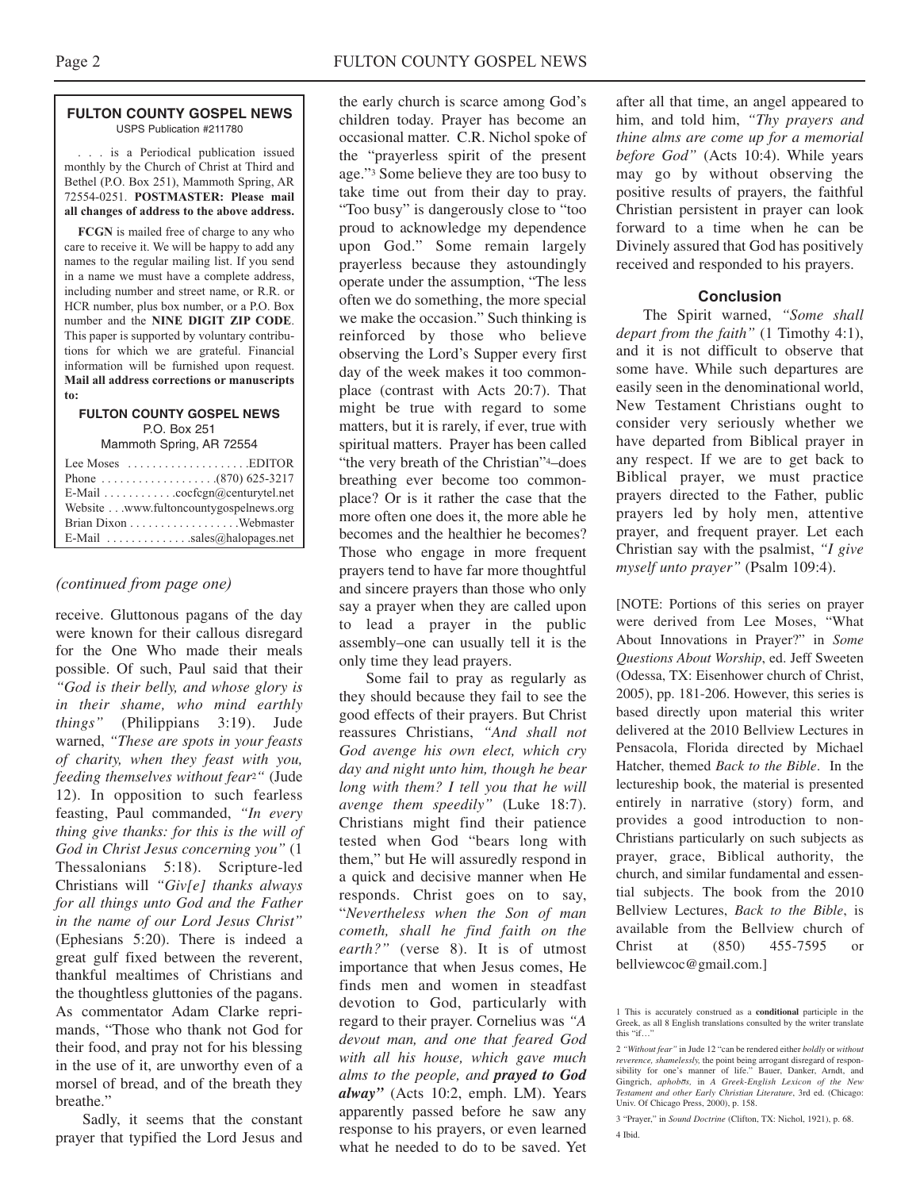**FULTON COUNTY GOSPEL NEWS**
USPS Publication #211780

. . . is a Periodical publication issued monthly by the Church of Christ at Third and Bethel (P.O. Box 251), Mammoth Spring, AR 72554-0251. **POSTMASTER: Please mail all changes of address to the above address.**

**FCGN** is mailed free of charge to any who care to receive it. We will be happy to add any names to the regular mailing list. If you send in a name we must have a complete address, including number and street name, or R.R. or HCR number, plus box number, or a P.O. Box number and the **NINE DIGIT ZIP CODE**. This paper is supported by voluntary contributions for which we are grateful. Financial information will be furnished upon request. **Mail all address corrections or manuscripts to:**

**FULTON COUNTY GOSPEL NEWS**
P.O. Box 251
Mammoth Spring, AR 72554

Lee Moses . . . . . . . . . . . . . . . . . . . .EDITOR
Phone . . . . . . . . . . . . . . . . . . .(870) 625-3217
E-Mail . . . . . . . . . . . .cocfcgn@centurytel.net
Website . . .www.fultoncountygospelnews.org
Brian Dixon . . . . . . . . . . . . . . . . . .Webmaster
E-Mail . . . . . . . . . . . . . .sales@halopages.net

*(continued from page one)*

receive. Gluttonous pagans of the day were known for their callous disregard for the One Who made their meals possible. Of such, Paul said that their *"God is their belly, and whose glory is in their shame, who mind earthly things"* (Philippians 3:19). Jude warned, *"These are spots in your feasts of charity, when they feast with you, feeding themselves without fear*[2]*"* (Jude 12). In opposition to such fearless feasting, Paul commanded, *"In every thing give thanks: for this is the will of God in Christ Jesus concerning you"* (1 Thessalonians 5:18). Scripture-led Christians will *"Giv[e] thanks always for all things unto God and the Father in the name of our Lord Jesus Christ"* (Ephesians 5:20). There is indeed a great gulf fixed between the reverent, thankful mealtimes of Christians and the thoughtless gluttonies of the pagans. As commentator Adam Clarke reprimands, "Those who thank not God for their food, and pray not for his blessing in the use of it, are unworthy even of a morsel of bread, and of the breath they breathe."

Sadly, it seems that the constant prayer that typified the Lord Jesus and the early church is scarce among God's children today. Prayer has become an occasional matter. C.R. Nichol spoke of the "prayerless spirit of the present age."[3] Some believe they are too busy to take time out from their day to pray. "Too busy" is dangerously close to "too proud to acknowledge my dependence upon God." Some remain largely prayerless because they astoundingly operate under the assumption, "The less often we do something, the more special we make the occasion." Such thinking is reinforced by those who believe observing the Lord's Supper every first day of the week makes it too commonplace (contrast with Acts 20:7). That might be true with regard to some matters, but it is rarely, if ever, true with spiritual matters. Prayer has been called "the very breath of the Christian"[4]–does breathing ever become too commonplace? Or is it rather the case that the more often one does it, the more able he becomes and the healthier he becomes? Those who engage in more frequent prayers tend to have far more thoughtful and sincere prayers than those who only say a prayer when they are called upon to lead a prayer in the public assembly–one can usually tell it is the only time they lead prayers.

Some fail to pray as regularly as they should because they fail to see the good effects of their prayers. But Christ reassures Christians, *"And shall not God avenge his own elect, which cry day and night unto him, though he bear long with them? I tell you that he will avenge them speedily"* (Luke 18:7). Christians might find their patience tested when God "bears long with them," but He will assuredly respond in a quick and decisive manner when He responds. Christ goes on to say, "*Nevertheless when the Son of man cometh, shall he find faith on the earth?"* (verse 8). It is of utmost importance that when Jesus comes, He finds men and women in steadfast devotion to God, particularly with regard to their prayer. Cornelius was *"A devout man, and one that feared God with all his house, which gave much alms to the people, and* ***prayed to God alway"*** (Acts 10:2, emph. LM). Years apparently passed before he saw any response to his prayers, or even learned what he needed to do to be saved. Yet after all that time, an angel appeared to him, and told him, *"Thy prayers and thine alms are come up for a memorial before God"* (Acts 10:4). While years may go by without observing the positive results of prayers, the faithful Christian persistent in prayer can look forward to a time when he can be Divinely assured that God has positively received and responded to his prayers.

### Conclusion

The Spirit warned, *"Some shall depart from the faith"* (1 Timothy 4:1), and it is not difficult to observe that some have. While such departures are easily seen in the denominational world, New Testament Christians ought to consider very seriously whether we have departed from Biblical prayer in any respect. If we are to get back to Biblical prayer, we must practice prayers directed to the Father, public prayers led by holy men, attentive prayer, and frequent prayer. Let each Christian say with the psalmist, *"I give myself unto prayer"* (Psalm 109:4).

[NOTE: Portions of this series on prayer were derived from Lee Moses, "What About Innovations in Prayer?" in *Some Questions About Worship*, ed. Jeff Sweeten (Odessa, TX: Eisenhower church of Christ, 2005), pp. 181-206. However, this series is based directly upon material this writer delivered at the 2010 Bellview Lectures in Pensacola, Florida directed by Michael Hatcher, themed *Back to the Bible*. In the lectureship book, the material is presented entirely in narrative (story) form, and provides a good introduction to non-Christians particularly on such subjects as prayer, grace, Biblical authority, the church, and similar fundamental and essential subjects. The book from the 2010 Bellview Lectures, *Back to the Bible*, is available from the Bellview church of Christ at (850) 455-7595 or bellviewcoc@gmail.com.]

---

1 This is accurately construed as a **conditional** participle in the Greek, as all 8 English translations consulted by the writer translate this "if…"

2 *"Without fear"* in Jude 12 "can be rendered either *boldly* or *without reverence, shamelessly,* the point being arrogant disregard of responsibility for one's manner of life." Bauer, Danker, Arndt, and Gingrich, *aphobōs*, in *A Greek-English Lexicon of the New Testament and other Early Christian Literature*, 3rd ed. (Chicago: Univ. Of Chicago Press, 2000), p. 158.

3 "Prayer," in *Sound Doctrine* (Clifton, TX: Nichol, 1921), p. 68.

4 Ibid.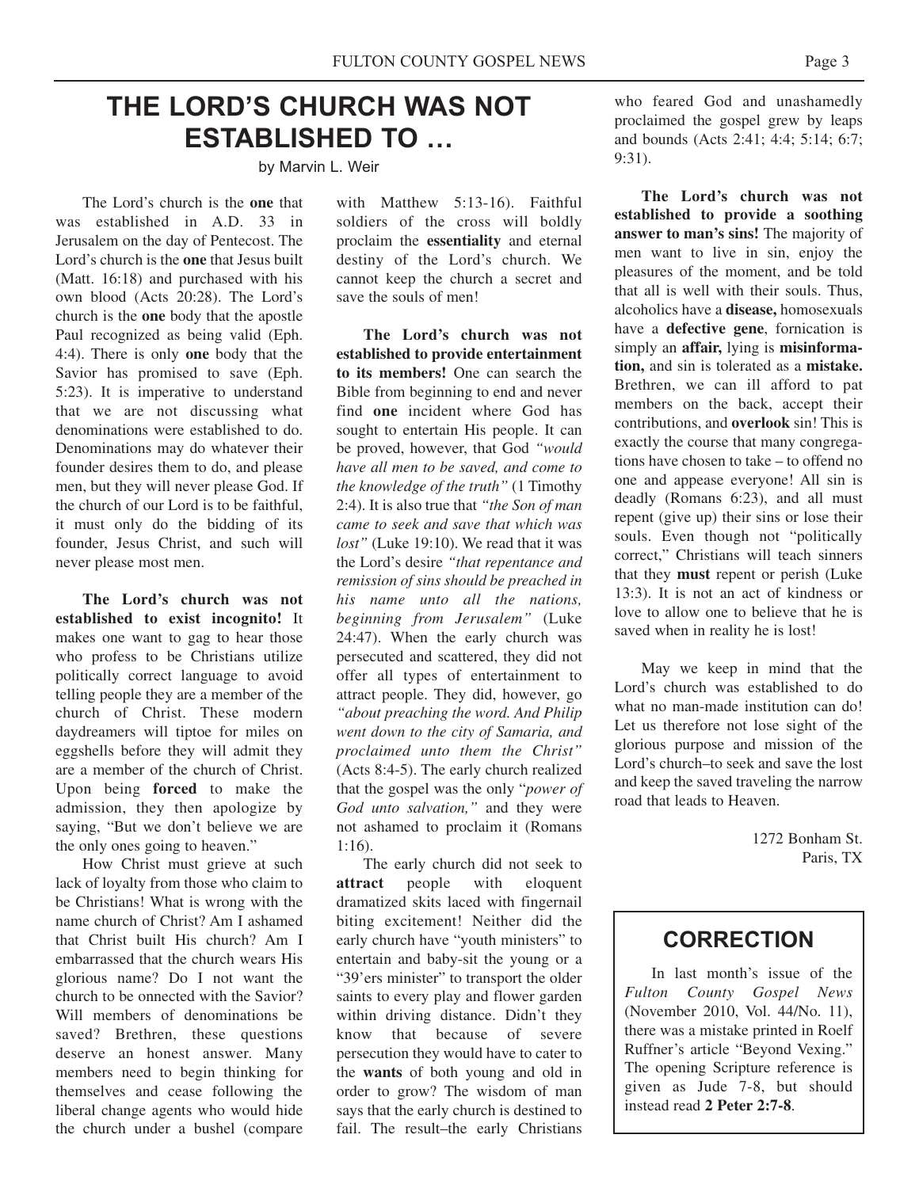# THE LORD'S CHURCH WAS NOT ESTABLISHED TO …

by Marvin L. Weir

The Lord's church is the **one** that was established in A.D. 33 in Jerusalem on the day of Pentecost. The Lord's church is the **one** that Jesus built (Matt. 16:18) and purchased with his own blood (Acts 20:28). The Lord's church is the **one** body that the apostle Paul recognized as being valid (Eph. 4:4). There is only **one** body that the Savior has promised to save (Eph. 5:23). It is imperative to understand that we are not discussing what denominations were established to do. Denominations may do whatever their founder desires them to do, and please men, but they will never please God. If the church of our Lord is to be faithful, it must only do the bidding of its founder, Jesus Christ, and such will never please most men.

**The Lord's church was not established to exist incognito!** It makes one want to gag to hear those who profess to be Christians utilize politically correct language to avoid telling people they are a member of the church of Christ. These modern daydreamers will tiptoe for miles on eggshells before they will admit they are a member of the church of Christ. Upon being **forced** to make the admission, they then apologize by saying, "But we don't believe we are the only ones going to heaven."

How Christ must grieve at such lack of loyalty from those who claim to be Christians! What is wrong with the name church of Christ? Am I ashamed that Christ built His church? Am I embarrassed that the church wears His glorious name? Do I not want the church to be onnected with the Savior? Will members of denominations be saved? Brethren, these questions deserve an honest answer. Many members need to begin thinking for themselves and cease following the liberal change agents who would hide the church under a bushel (compare with Matthew 5:13-16). Faithful soldiers of the cross will boldly proclaim the **essentiality** and eternal destiny of the Lord's church. We cannot keep the church a secret and save the souls of men!

**The Lord's church was not established to provide entertainment to its members!** One can search the Bible from beginning to end and never find **one** incident where God has sought to entertain His people. It can be proved, however, that God *"would have all men to be saved, and come to the knowledge of the truth"* (1 Timothy 2:4). It is also true that *"the Son of man came to seek and save that which was lost"* (Luke 19:10). We read that it was the Lord's desire *"that repentance and remission of sins should be preached in his name unto all the nations, beginning from Jerusalem"* (Luke 24:47). When the early church was persecuted and scattered, they did not offer all types of entertainment to attract people. They did, however, go *"about preaching the word. And Philip went down to the city of Samaria, and proclaimed unto them the Christ"* (Acts 8:4-5). The early church realized that the gospel was the only "*power of God unto salvation,"* and they were not ashamed to proclaim it (Romans 1:16).

The early church did not seek to **attract** people with eloquent dramatized skits laced with fingernail biting excitement! Neither did the early church have "youth ministers" to entertain and baby-sit the young or a "39'ers minister" to transport the older saints to every play and flower garden within driving distance. Didn't they know that because of severe persecution they would have to cater to the **wants** of both young and old in order to grow? The wisdom of man says that the early church is destined to fail. The result–the early Christians who feared God and unashamedly proclaimed the gospel grew by leaps and bounds (Acts 2:41; 4:4; 5:14; 6:7; 9:31).

**The Lord's church was not established to provide a soothing answer to man's sins!** The majority of men want to live in sin, enjoy the pleasures of the moment, and be told that all is well with their souls. Thus, alcoholics have a **disease,** homosexuals have a **defective gene**, fornication is simply an **affair,** lying is **misinformation,** and sin is tolerated as a **mistake.** Brethren, we can ill afford to pat members on the back, accept their contributions, and **overlook** sin! This is exactly the course that many congregations have chosen to take – to offend no one and appease everyone! All sin is deadly (Romans 6:23), and all must repent (give up) their sins or lose their souls. Even though not "politically correct," Christians will teach sinners that they **must** repent or perish (Luke 13:3). It is not an act of kindness or love to allow one to believe that he is saved when in reality he is lost!

May we keep in mind that the Lord's church was established to do what no man-made institution can do! Let us therefore not lose sight of the glorious purpose and mission of the Lord's church–to seek and save the lost and keep the saved traveling the narrow road that leads to Heaven.

1272 Bonham St.
Paris, TX

## CORRECTION

In last month's issue of the *Fulton County Gospel News* (November 2010, Vol. 44/No. 11), there was a mistake printed in Roelf Ruffner's article "Beyond Vexing." The opening Scripture reference is given as Jude 7-8, but should instead read **2 Peter 2:7-8**.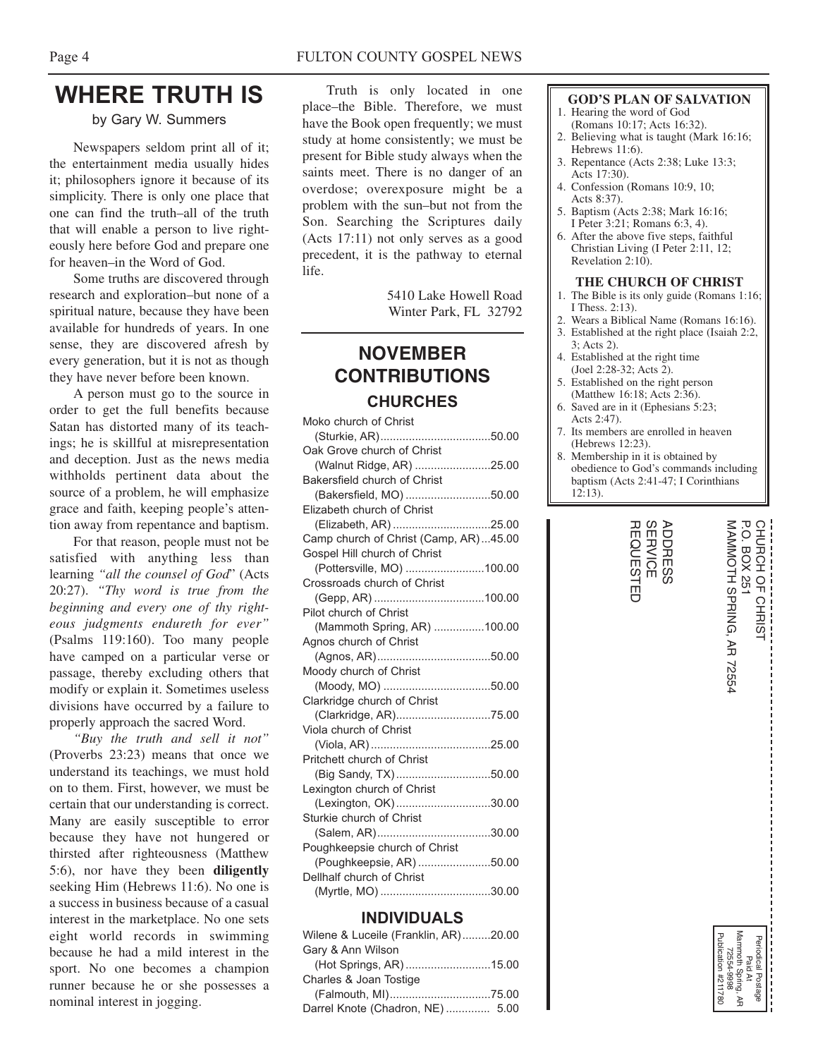# WHERE TRUTH IS

by Gary W. Summers

Newspapers seldom print all of it; the entertainment media usually hides it; philosophers ignore it because of its simplicity. There is only one place that one can find the truth–all of the truth that will enable a person to live righteously here before God and prepare one for heaven–in the Word of God.

Some truths are discovered through research and exploration–but none of a spiritual nature, because they have been available for hundreds of years. In one sense, they are discovered afresh by every generation, but it is not as though they have never before been known.

A person must go to the source in order to get the full benefits because Satan has distorted many of its teachings; he is skillful at misrepresentation and deception. Just as the news media withholds pertinent data about the source of a problem, he will emphasize grace and faith, keeping people's attention away from repentance and baptism.

For that reason, people must not be satisfied with anything less than learning *"all the counsel of God"* (Acts 20:27). *"Thy word is true from the beginning and every one of thy righteous judgments endureth for ever"* (Psalms 119:160). Too many people have camped on a particular verse or passage, thereby excluding others that modify or explain it. Sometimes useless divisions have occurred by a failure to properly approach the sacred Word.

*"Buy the truth and sell it not"* (Proverbs 23:23) means that once we understand its teachings, we must hold on to them. First, however, we must be certain that our understanding is correct. Many are easily susceptible to error because they have not hungered or thirsted after righteousness (Matthew 5:6), nor have they been **diligently** seeking Him (Hebrews 11:6). No one is a success in business because of a casual interest in the marketplace. No one sets eight world records in swimming because he had a mild interest in the sport. No one becomes a champion runner because he or she possesses a nominal interest in jogging.

Truth is only located in one place–the Bible. Therefore, we must have the Book open frequently; we must study at home consistently; we must be present for Bible study always when the saints meet. There is no danger of an overdose; overexposure might be a problem with the sun–but not from the Son. Searching the Scriptures daily (Acts 17:11) not only serves as a good precedent, it is the pathway to eternal life.

5410 Lake Howell Road
Winter Park, FL 32792

## NOVEMBER CONTRIBUTIONS

### CHURCHES

| | |
|---|---|
| Moko church of Christ (Sturkie, AR) | 50.00 |
| Oak Grove church of Christ (Walnut Ridge, AR) | 25.00 |
| Bakersfield church of Christ (Bakersfield, MO) | 50.00 |
| Elizabeth church of Christ (Elizabeth, AR) | 25.00 |
| Camp church of Christ (Camp, AR) | 45.00 |
| Gospel Hill church of Christ (Pottersville, MO) | 100.00 |
| Crossroads church of Christ (Gepp, AR) | 100.00 |
| Pilot church of Christ (Mammoth Spring, AR) | 100.00 |
| Agnos church of Christ (Agnos, AR) | 50.00 |
| Moody church of Christ (Moody, MO) | 50.00 |
| Clarkridge church of Christ (Clarkridge, AR) | 75.00 |
| Viola church of Christ (Viola, AR) | 25.00 |
| Pritchett church of Christ (Big Sandy, TX) | 50.00 |
| Lexington church of Christ (Lexington, OK) | 30.00 |
| Sturkie church of Christ (Salem, AR) | 30.00 |
| Poughkeepsie church of Christ (Poughkeepsie, AR) | 50.00 |
| Dellhalf church of Christ (Myrtle, MO) | 30.00 |

### INDIVIDUALS

| | |
|---|---|
| Wilene & Luceile (Franklin, AR) | 20.00 |
| Gary & Ann Wilson (Hot Springs, AR) | 15.00 |
| Charles & Joan Tostige (Falmouth, MI) | 75.00 |
| Darrel Knote (Chadron, NE) | 5.00 |

**GOD'S PLAN OF SALVATION**

1. Hearing the word of God (Romans 10:17; Acts 16:32).
2. Believing what is taught (Mark 16:16; Hebrews 11:6).
3. Repentance (Acts 2:38; Luke 13:3; Acts 17:30).
4. Confession (Romans 10:9, 10; Acts 8:37).
5. Baptism (Acts 2:38; Mark 16:16; I Peter 3:21; Romans 6:3, 4).
6. After the above five steps, faithful Christian Living (I Peter 2:11, 12; Revelation 2:10).

**THE CHURCH OF CHRIST**

1. The Bible is its only guide (Romans 1:16; I Thess. 2:13).
2. Wears a Biblical Name (Romans 16:16).
3. Established at the right place (Isaiah 2:2, 3; Acts 2).
4. Established at the right time (Joel 2:28-32; Acts 2).
5. Established on the right person (Matthew 16:18; Acts 2:36).
6. Saved are in it (Ephesians 5:23; Acts 2:47).
7. Its members are enrolled in heaven (Hebrews 12:23).
8. Membership in it is obtained by obedience to God's commands including baptism (Acts 2:41-47; I Corinthians 12:13).

CHURCH OF CHRIST
P.O. BOX 251
MAMMOTH SPRING, AR 72554

ADDRESS
SERVICE
REQUESTED

Periodical Postage
Paid At
Mammoth Spring, AR
72554-9998
Publication #211780